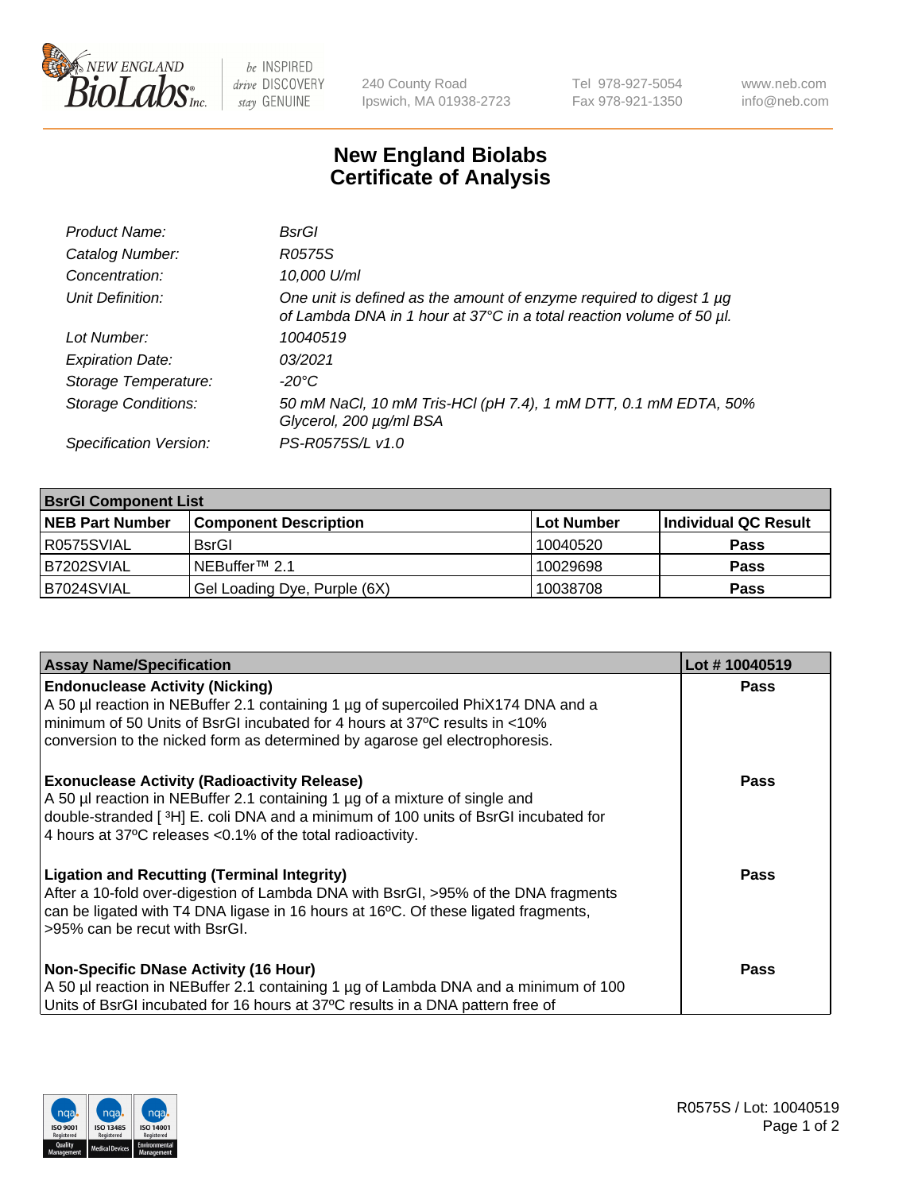New England Biolabs — be INSPIRED drive DISCOVERY stay GENUINE

240 County Road
Ipswich, MA 01938-2723

Tel 978-927-5054
Fax 978-921-1350

www.neb.com
info@neb.com

# New England Biolabs
# Certificate of Analysis

| | |
|---|---|
| *Product Name:* | *BsrGI* |
| *Catalog Number:* | *R0575S* |
| *Concentration:* | *10,000 U/ml* |
| *Unit Definition:* | *One unit is defined as the amount of enzyme required to digest 1 µg of Lambda DNA in 1 hour at 37°C in a total reaction volume of 50 µl.* |
| *Lot Number:* | *10040519* |
| *Expiration Date:* | *03/2021* |
| *Storage Temperature:* | *-20°C* |
| *Storage Conditions:* | *50 mM NaCl, 10 mM Tris-HCl (pH 7.4), 1 mM DTT, 0.1 mM EDTA, 50% Glycerol, 200 µg/ml BSA* |
| *Specification Version:* | *PS-R0575S/L v1.0* |

| **BsrGI Component List** | | | |
|---|---|---|---|
| **NEB Part Number** | **Component Description** | **Lot Number** | **Individual QC Result** |
| R0575SVIAL | BsrGI | 10040520 | **Pass** |
| B7202SVIAL | NEBuffer™ 2.1 | 10029698 | **Pass** |
| B7024SVIAL | Gel Loading Dye, Purple (6X) | 10038708 | **Pass** |

| **Assay Name/Specification** | **Lot # 10040519** |
|---|---|
| **Endonuclease Activity (Nicking)** A 50 µl reaction in NEBuffer 2.1 containing 1 µg of supercoiled PhiX174 DNA and a minimum of 50 Units of BsrGI incubated for 4 hours at 37ºC results in <10% conversion to the nicked form as determined by agarose gel electrophoresis. | **Pass** |
| **Exonuclease Activity (Radioactivity Release)** A 50 µl reaction in NEBuffer 2.1 containing 1 µg of a mixture of single and double-stranded [ $^{3}$H] E. coli DNA and a minimum of 100 units of BsrGI incubated for 4 hours at 37ºC releases <0.1% of the total radioactivity. | **Pass** |
| **Ligation and Recutting (Terminal Integrity)** After a 10-fold over-digestion of Lambda DNA with BsrGI, >95% of the DNA fragments can be ligated with T4 DNA ligase in 16 hours at 16ºC. Of these ligated fragments, >95% can be recut with BsrGI. | **Pass** |
| **Non-Specific DNase Activity (16 Hour)** A 50 µl reaction in NEBuffer 2.1 containing 1 µg of Lambda DNA and a minimum of 100 Units of BsrGI incubated for 16 hours at 37ºC results in a DNA pattern free of | **Pass** |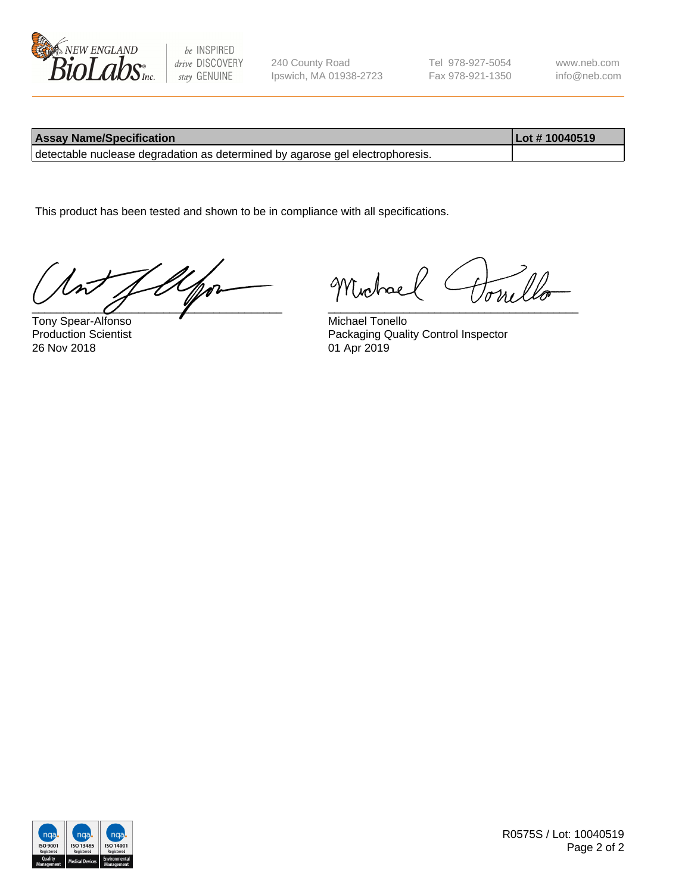| Assay Name/Specification | Lot # 10040519 |
| --- | --- |
| detectable nuclease degradation as determined by agarose gel electrophoresis. | |

This product has been tested and shown to be in compliance with all specifications.

Tony Spear-Alfonso
Production Scientist
26 Nov 2018

Michael Tonello
Packaging Quality Control Inspector
01 Apr 2019

R0575S / Lot: 10040519